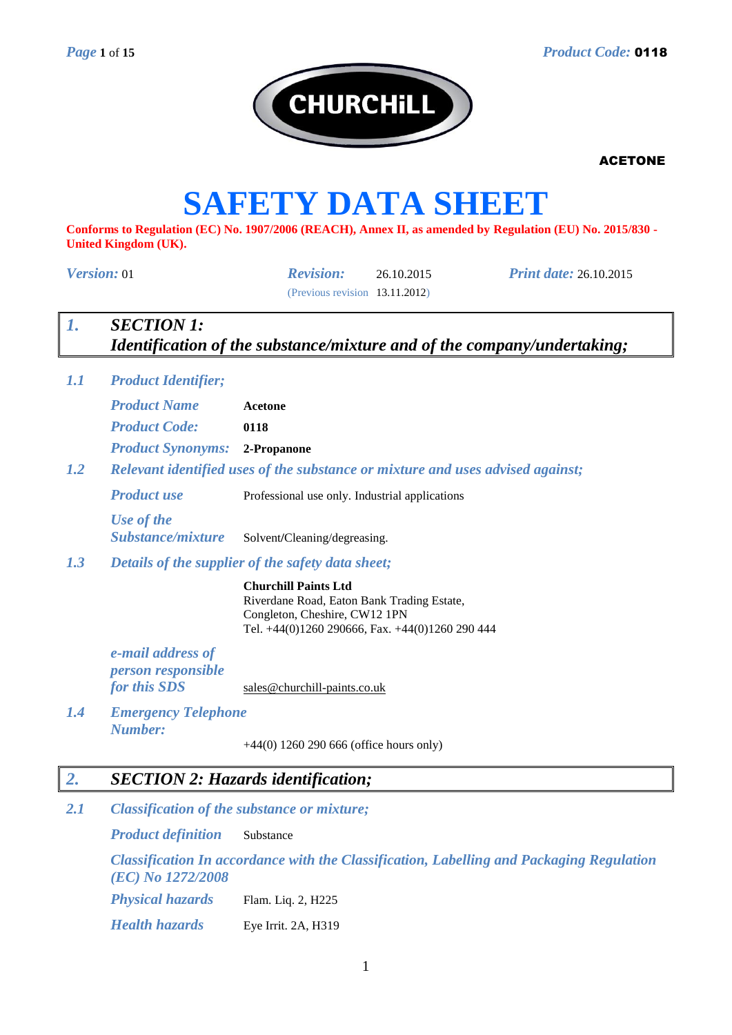CHURCHiLL

**ACETONE**

# SAFETY DATA SHEET

**Conforms to Regulation (EC) No. 1907/2006 (REACH), Annex II, as amended by Regulation (EU) No. 2015/830 - United Kingdom (UK).**

| *Version:* 01 | *Revision:* 26.10.2015 (Previous revision 13.11.2012) | *Print date:* 26.10.2015 |
|---|---|---|

## 1. SECTION 1: Identification of the substance/mixture and of the company/undertaking;

### 1.1 Product Identifier;

| | |
|---|---|
| *Product Name* | **Acetone** |
| *Product Code:* | **0118** |
| *Product Synonyms:* | **2-Propanone** |

### 1.2 Relevant identified uses of the substance or mixture and uses advised against;

| | |
|---|---|
| *Product use* | Professional use only. Industrial applications |
| *Use of the Substance/mixture* | Solvent/Cleaning/degreasing. |

### 1.3 Details of the supplier of the safety data sheet;

**Churchill Paints Ltd**
Riverdane Road, Eaton Bank Trading Estate,
Congleton, Cheshire, CW12 1PN
Tel. +44(0)1260 290666, Fax. +44(0)1260 290 444

*e-mail address of person responsible for this SDS* sales@churchill-paints.co.uk

### 1.4 Emergency Telephone Number:

+44(0) 1260 290 666 (office hours only)

## 2. SECTION 2: Hazards identification;

### 2.1 Classification of the substance or mixture;

*Product definition* Substance

*Classification In accordance with the Classification, Labelling and Packaging Regulation (EC) No 1272/2008*

| | |
|---|---|
| *Physical hazards* | Flam. Liq. 2, H225 |
| *Health hazards* | Eye Irrit. 2A, H319 |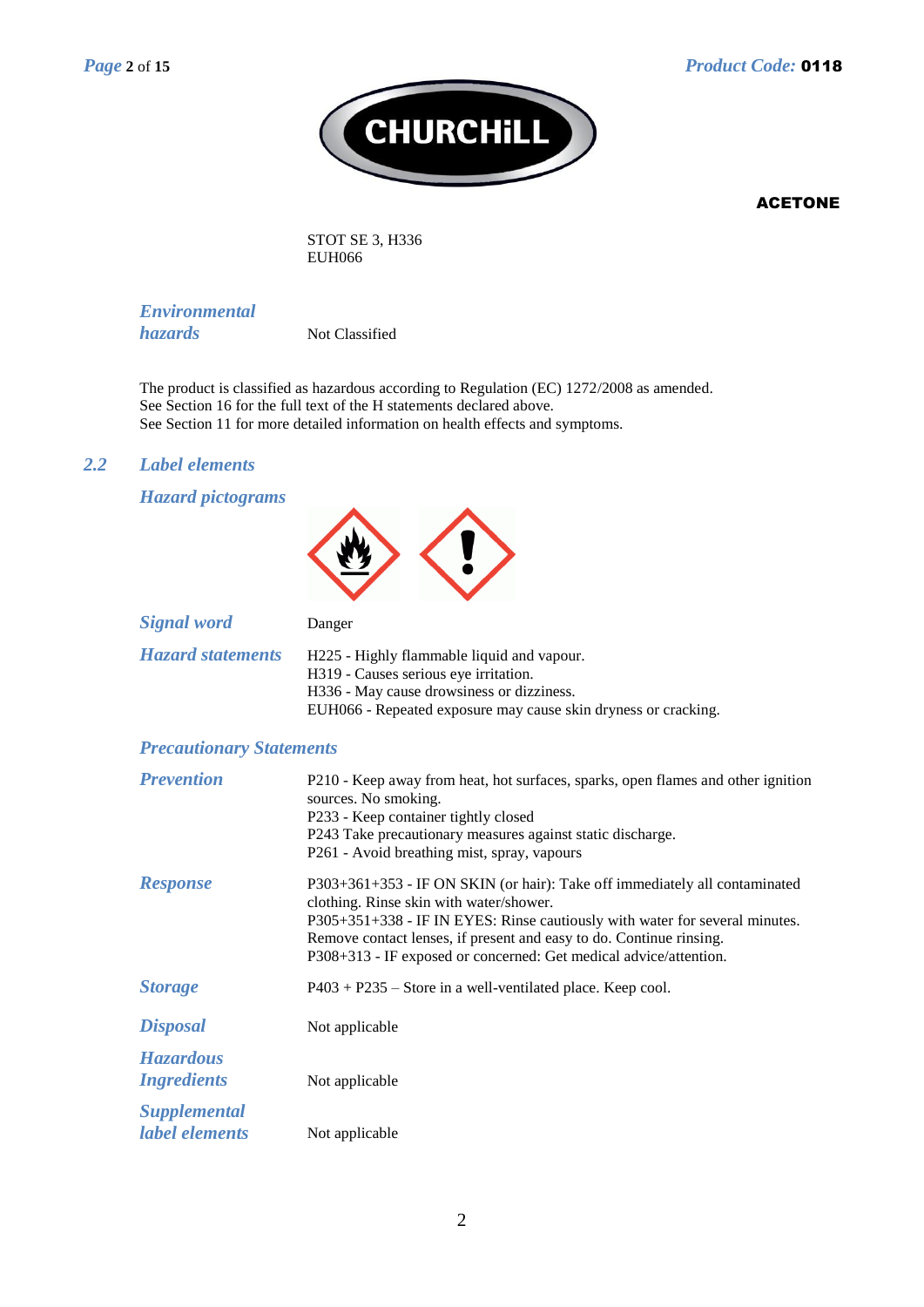STOT SE 3, H336
EUH066

| | |
|---|---|
| ***Environmental hazards*** | Not Classified |

The product is classified as hazardous according to Regulation (EC) 1272/2008 as amended.
See Section 16 for the full text of the H statements declared above.
See Section 11 for more detailed information on health effects and symptoms.

## 2.2 Label elements

### Hazard pictograms

| | |
|---|---|
| ***Signal word*** | Danger |
| ***Hazard statements*** | H225 - Highly flammable liquid and vapour.<br>H319 - Causes serious eye irritation.<br>H336 - May cause drowsiness or dizziness.<br>EUH066 - Repeated exposure may cause skin dryness or cracking. |

### Precautionary Statements

| | |
|---|---|
| ***Prevention*** | P210 - Keep away from heat, hot surfaces, sparks, open flames and other ignition sources. No smoking.<br>P233 - Keep container tightly closed<br>P243 Take precautionary measures against static discharge.<br>P261 - Avoid breathing mist, spray, vapours |
| ***Response*** | P303+361+353 - IF ON SKIN (or hair): Take off immediately all contaminated clothing. Rinse skin with water/shower.<br>P305+351+338 - IF IN EYES: Rinse cautiously with water for several minutes. Remove contact lenses, if present and easy to do. Continue rinsing.<br>P308+313 - IF exposed or concerned: Get medical advice/attention. |
| ***Storage*** | P403 + P235 – Store in a well-ventilated place. Keep cool. |
| ***Disposal*** | Not applicable |
| ***Hazardous Ingredients*** | Not applicable |
| ***Supplemental label elements*** | Not applicable |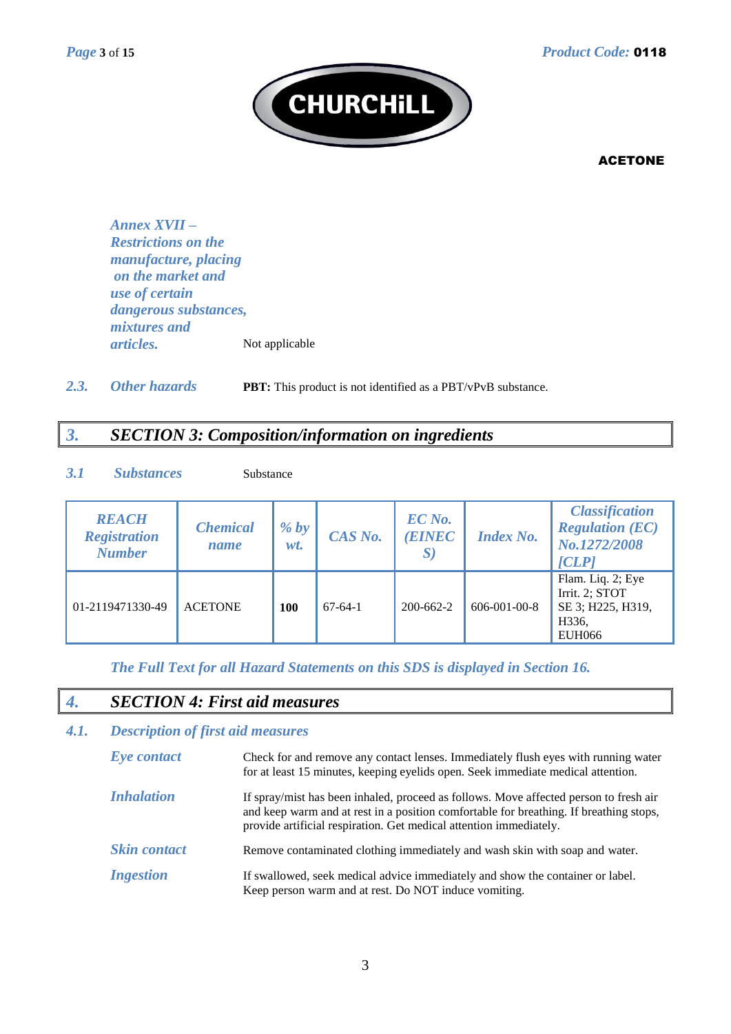| | |
|---|---|
| *Annex XVII – Restrictions on the manufacture, placing on the market and use of certain dangerous substances, mixtures and articles.* | Not applicable |

*2.3.* *Other hazards* **PBT:** This product is not identified as a PBT/vPvB substance.

## *3. SECTION 3: Composition/information on ingredients*

*3.1* *Substances* Substance

| *REACH Registration Number* | *Chemical name* | *% by wt.* | *CAS No.* | *EC No. (EINECS)* | *Index No.* | *Classification Regulation (EC) No.1272/2008 [CLP]* |
|---|---|---|---|---|---|---|
| 01-2119471330-49 | ACETONE | **100** | 67-64-1 | 200-662-2 | 606-001-00-8 | Flam. Liq. 2; Eye Irrit. 2; STOT SE 3; H225, H319, H336, EUH066 |

*The Full Text for all Hazard Statements on this SDS is displayed in Section 16.*

## *4. SECTION 4: First aid measures*

### *4.1. Description of first aid measures*

*Eye contact* — Check for and remove any contact lenses. Immediately flush eyes with running water for at least 15 minutes, keeping eyelids open. Seek immediate medical attention.

*Inhalation* — If spray/mist has been inhaled, proceed as follows. Move affected person to fresh air and keep warm and at rest in a position comfortable for breathing. If breathing stops, provide artificial respiration. Get medical attention immediately.

*Skin contact* — Remove contaminated clothing immediately and wash skin with soap and water.

*Ingestion* — If swallowed, seek medical advice immediately and show the container or label. Keep person warm and at rest. Do NOT induce vomiting.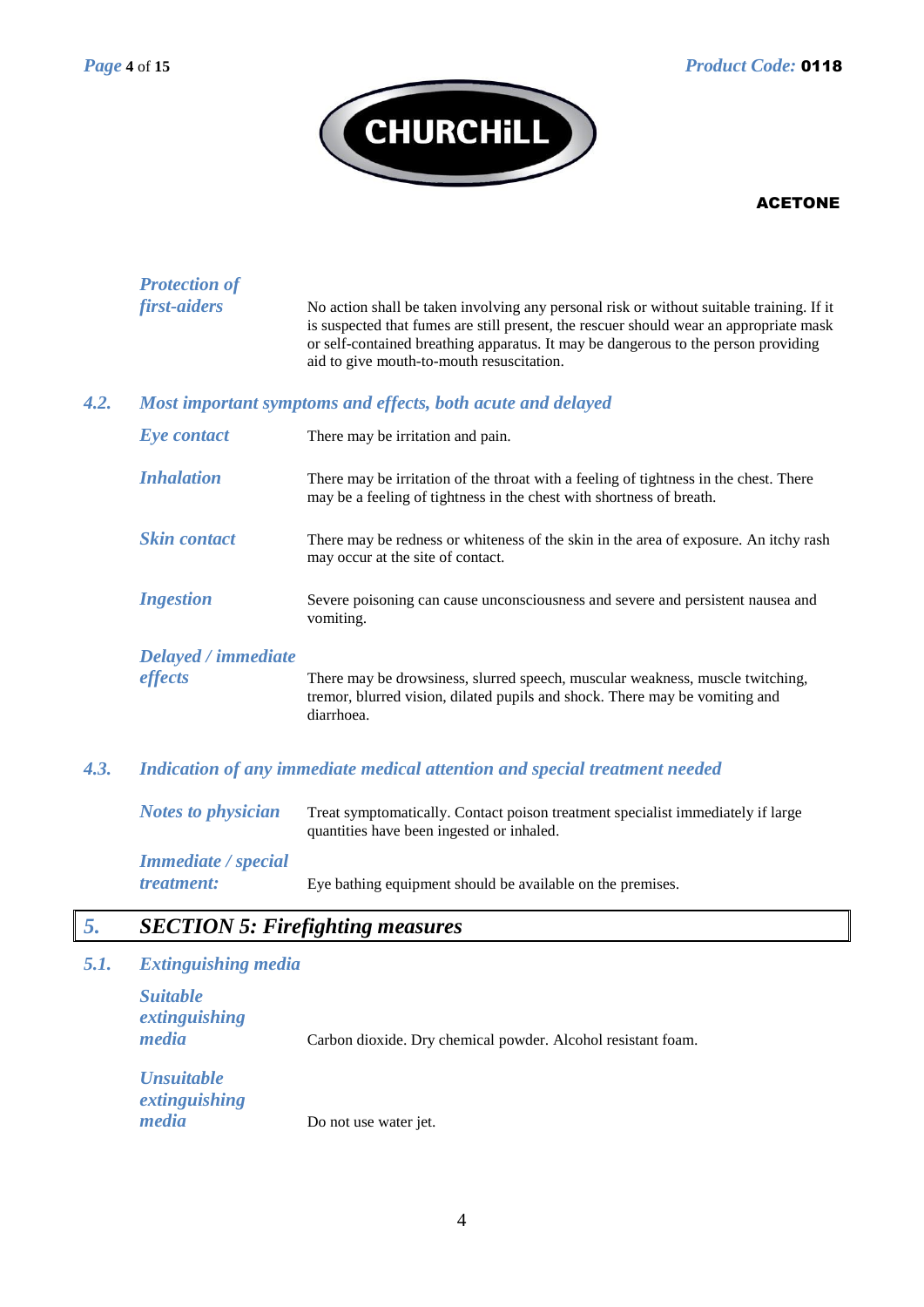**Protection of first-aiders**

No action shall be taken involving any personal risk or without suitable training. If it is suspected that fumes are still present, the rescuer should wear an appropriate mask or self-contained breathing apparatus. It may be dangerous to the person providing aid to give mouth-to-mouth resuscitation.

### 4.2. Most important symptoms and effects, both acute and delayed

**Eye contact**

There may be irritation and pain.

**Inhalation**

There may be irritation of the throat with a feeling of tightness in the chest. There may be a feeling of tightness in the chest with shortness of breath.

**Skin contact**

There may be redness or whiteness of the skin in the area of exposure. An itchy rash may occur at the site of contact.

**Ingestion**

Severe poisoning can cause unconsciousness and severe and persistent nausea and vomiting.

**Delayed / immediate effects**

There may be drowsiness, slurred speech, muscular weakness, muscle twitching, tremor, blurred vision, dilated pupils and shock. There may be vomiting and diarrhoea.

### 4.3. Indication of any immediate medical attention and special treatment needed

**Notes to physician**

Treat symptomatically. Contact poison treatment specialist immediately if large quantities have been ingested or inhaled.

**Immediate / special treatment:**

Eye bathing equipment should be available on the premises.

## 5. SECTION 5: Firefighting measures

### 5.1. Extinguishing media

**Suitable extinguishing media**

Carbon dioxide. Dry chemical powder. Alcohol resistant foam.

**Unsuitable extinguishing media**

Do not use water jet.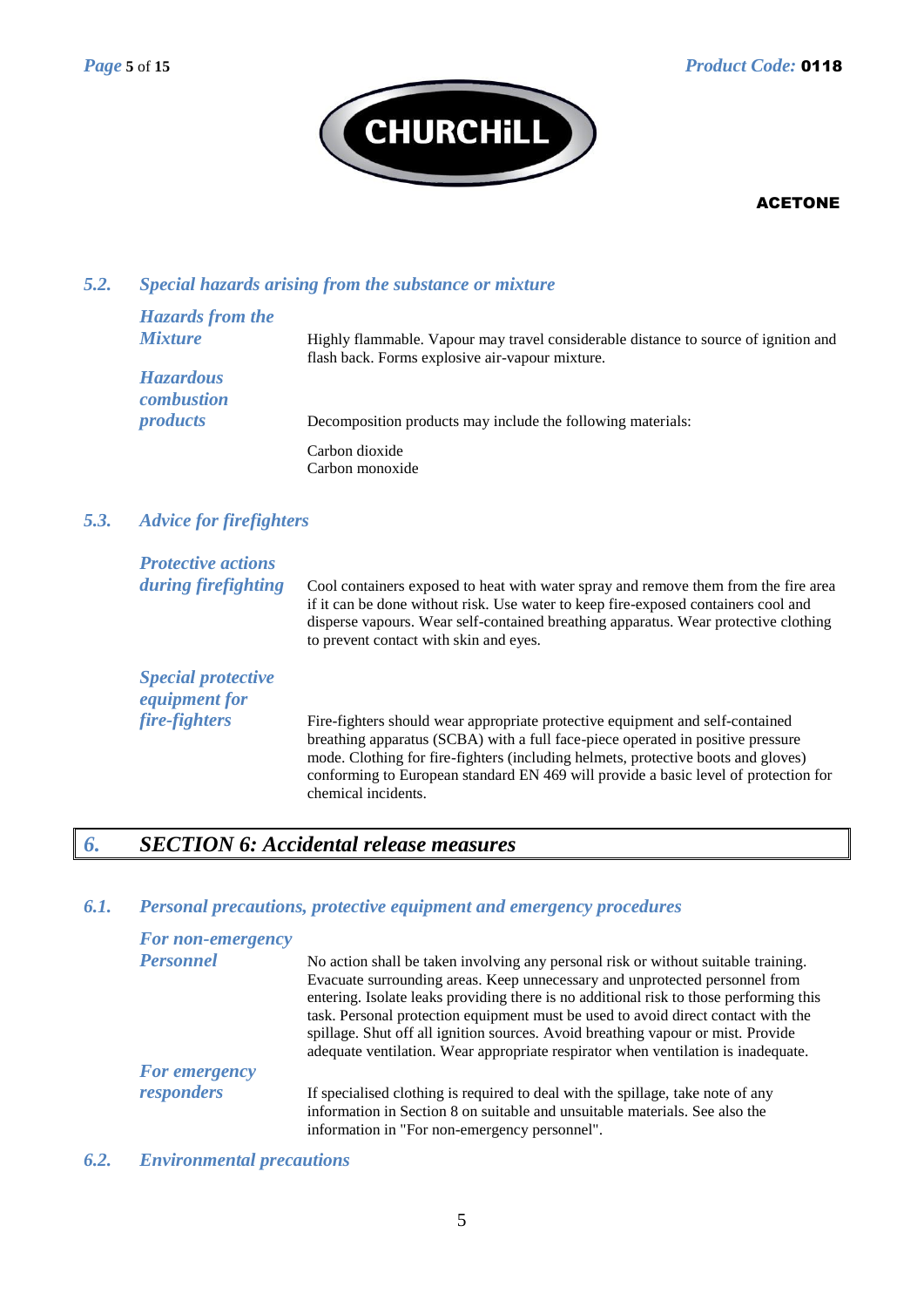### 5.2. Special hazards arising from the substance or mixture

**Hazards from the Mixture**

Highly flammable. Vapour may travel considerable distance to source of ignition and flash back. Forms explosive air-vapour mixture.

**Hazardous combustion products**

Decomposition products may include the following materials:

Carbon dioxide
Carbon monoxide

### 5.3. Advice for firefighters

**Protective actions during firefighting**

Cool containers exposed to heat with water spray and remove them from the fire area if it can be done without risk. Use water to keep fire-exposed containers cool and disperse vapours. Wear self-contained breathing apparatus. Wear protective clothing to prevent contact with skin and eyes.

**Special protective equipment for fire-fighters**

Fire-fighters should wear appropriate protective equipment and self-contained breathing apparatus (SCBA) with a full face-piece operated in positive pressure mode. Clothing for fire-fighters (including helmets, protective boots and gloves) conforming to European standard EN 469 will provide a basic level of protection for chemical incidents.

## 6. SECTION 6: Accidental release measures

### 6.1. Personal precautions, protective equipment and emergency procedures

**For non-emergency Personnel**

No action shall be taken involving any personal risk or without suitable training. Evacuate surrounding areas. Keep unnecessary and unprotected personnel from entering. Isolate leaks providing there is no additional risk to those performing this task. Personal protection equipment must be used to avoid direct contact with the spillage. Shut off all ignition sources. Avoid breathing vapour or mist. Provide adequate ventilation. Wear appropriate respirator when ventilation is inadequate.

**For emergency responders**

If specialised clothing is required to deal with the spillage, take note of any information in Section 8 on suitable and unsuitable materials. See also the information in "For non-emergency personnel".

### 6.2. Environmental precautions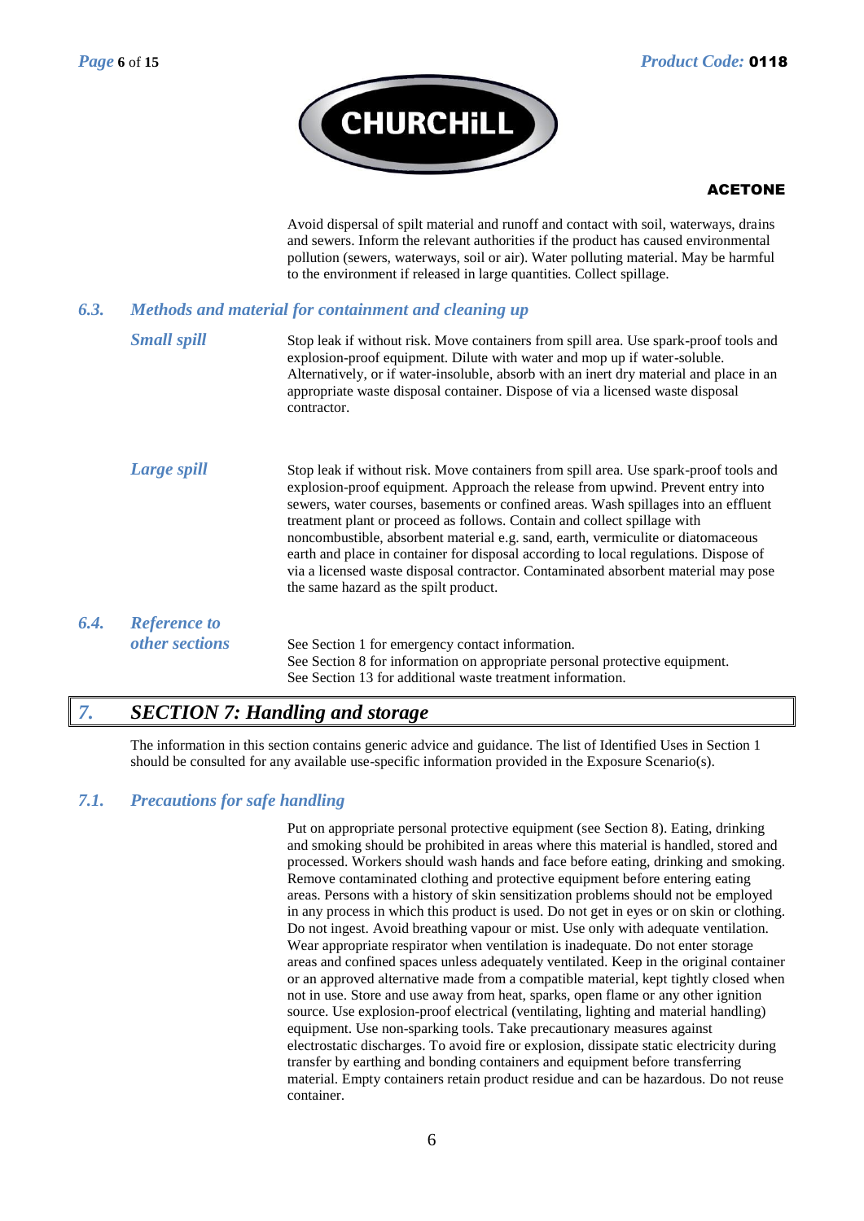Avoid dispersal of spilt material and runoff and contact with soil, waterways, drains and sewers. Inform the relevant authorities if the product has caused environmental pollution (sewers, waterways, soil or air). Water polluting material. May be harmful to the environment if released in large quantities. Collect spillage.

### 6.3. *Methods and material for containment and cleaning up*

***Small spill***

Stop leak if without risk. Move containers from spill area. Use spark-proof tools and explosion-proof equipment. Dilute with water and mop up if water-soluble. Alternatively, or if water-insoluble, absorb with an inert dry material and place in an appropriate waste disposal container. Dispose of via a licensed waste disposal contractor.

***Large spill***

Stop leak if without risk. Move containers from spill area. Use spark-proof tools and explosion-proof equipment. Approach the release from upwind. Prevent entry into sewers, water courses, basements or confined areas. Wash spillages into an effluent treatment plant or proceed as follows. Contain and collect spillage with noncombustible, absorbent material e.g. sand, earth, vermiculite or diatomaceous earth and place in container for disposal according to local regulations. Dispose of via a licensed waste disposal contractor. Contaminated absorbent material may pose the same hazard as the spilt product.

### 6.4. *Reference to other sections*

See Section 1 for emergency contact information.
See Section 8 for information on appropriate personal protective equipment.
See Section 13 for additional waste treatment information.

## 7. *SECTION 7: Handling and storage*

The information in this section contains generic advice and guidance. The list of Identified Uses in Section 1 should be consulted for any available use-specific information provided in the Exposure Scenario(s).

### 7.1. *Precautions for safe handling*

Put on appropriate personal protective equipment (see Section 8). Eating, drinking and smoking should be prohibited in areas where this material is handled, stored and processed. Workers should wash hands and face before eating, drinking and smoking. Remove contaminated clothing and protective equipment before entering eating areas. Persons with a history of skin sensitization problems should not be employed in any process in which this product is used. Do not get in eyes or on skin or clothing. Do not ingest. Avoid breathing vapour or mist. Use only with adequate ventilation. Wear appropriate respirator when ventilation is inadequate. Do not enter storage areas and confined spaces unless adequately ventilated. Keep in the original container or an approved alternative made from a compatible material, kept tightly closed when not in use. Store and use away from heat, sparks, open flame or any other ignition source. Use explosion-proof electrical (ventilating, lighting and material handling) equipment. Use non-sparking tools. Take precautionary measures against electrostatic discharges. To avoid fire or explosion, dissipate static electricity during transfer by earthing and bonding containers and equipment before transferring material. Empty containers retain product residue and can be hazardous. Do not reuse container.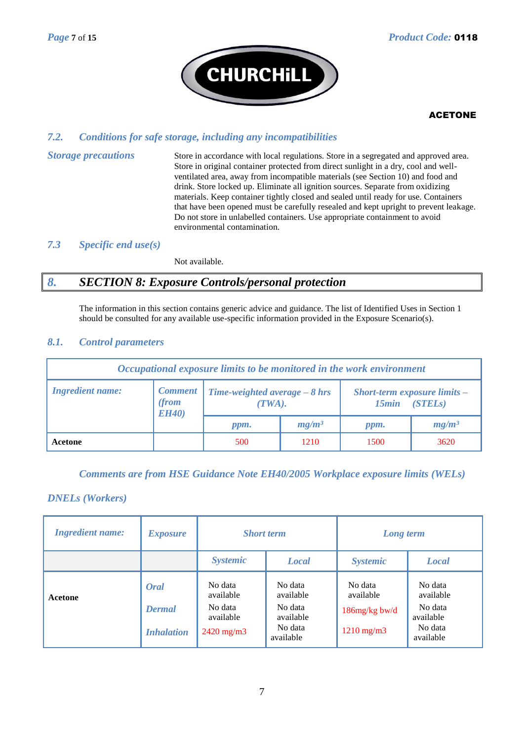### 7.2. Conditions for safe storage, including any incompatibilities

**Storage precautions**

Store in accordance with local regulations. Store in a segregated and approved area. Store in original container protected from direct sunlight in a dry, cool and well-ventilated area, away from incompatible materials (see Section 10) and food and drink. Store locked up. Eliminate all ignition sources. Separate from oxidizing materials. Keep container tightly closed and sealed until ready for use. Containers that have been opened must be carefully resealed and kept upright to prevent leakage. Do not store in unlabelled containers. Use appropriate containment to avoid environmental contamination.

### 7.3 Specific end use(s)

Not available.

## 8. SECTION 8: Exposure Controls/personal protection

The information in this section contains generic advice and guidance. The list of Identified Uses in Section 1 should be consulted for any available use-specific information provided in the Exposure Scenario(s).

### 8.1. Control parameters

| Occupational exposure limits to be monitored in the work environment | | | | | |
|---|---|---|---|---|---|
| **Ingredient name:** | **Comment (from EH40)** | **Time-weighted average – 8 hrs (TWA).** | | **Short-term exposure limits – 15min (STELs)** | |
| | | ppm. | $mg/m^3$ | ppm. | $mg/m^3$ |
| **Acetone** | | 500 | 1210 | 1500 | 3620 |

*Comments are from HSE Guidance Note EH40/2005 Workplace exposure limits (WELs)*

**DNELs (Workers)**

| Ingredient name: | Exposure | Short term | | Long term | |
|---|---|---|---|---|---|
| | | Systemic | Local | Systemic | Local |
| **Acetone** | Oral | No data available | No data available | No data available | No data available |
| | Dermal | No data available | No data available | 186mg/kg bw/d | No data available |
| | Inhalation | 2420 mg/m3 | No data available | 1210 mg/m3 | No data available |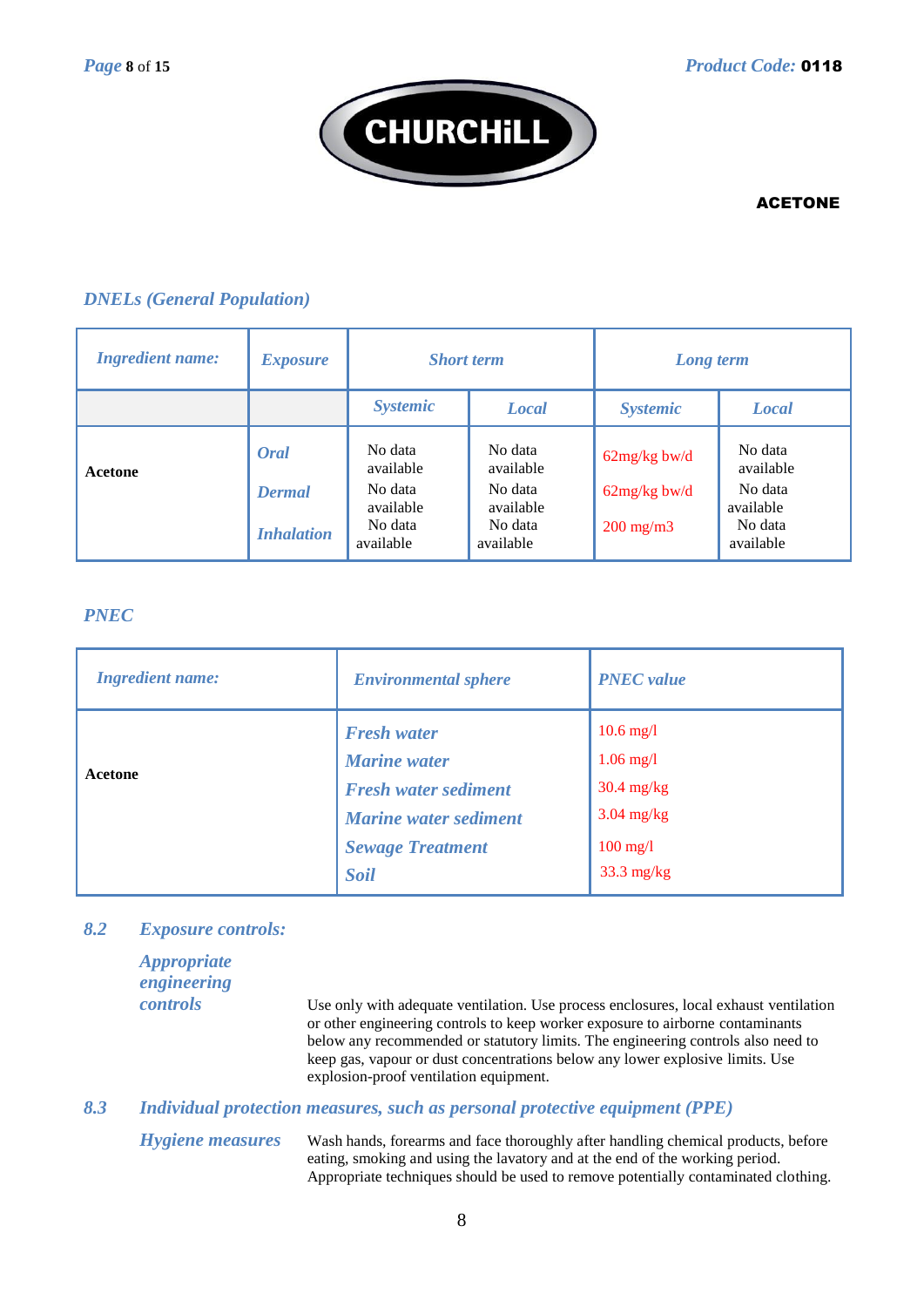**ACETONE**

### DNELs (General Population)

| Ingredient name: | Exposure | Short term | | Long term | |
|---|---|---|---|---|---|
| | | Systemic | Local | Systemic | Local |
| Acetone | Oral | No data available | No data available | 62mg/kg bw/d | No data available |
| | Dermal | No data available | No data available | 62mg/kg bw/d | No data available |
| | Inhalation | No data available | No data available | 200 mg/m3 | No data available |

### PNEC

| Ingredient name: | Environmental sphere | PNEC value |
|---|---|---|
| Acetone | Fresh water | 10.6 mg/l |
| | Marine water | 1.06 mg/l |
| | Fresh water sediment | 30.4 mg/kg |
| | Marine water sediment | 3.04 mg/kg |
| | Sewage Treatment | 100 mg/l |
| | Soil | 33.3 mg/kg |

## 8.2 Exposure controls:

**Appropriate engineering controls**

Use only with adequate ventilation. Use process enclosures, local exhaust ventilation or other engineering controls to keep worker exposure to airborne contaminants below any recommended or statutory limits. The engineering controls also need to keep gas, vapour or dust concentrations below any lower explosive limits. Use explosion-proof ventilation equipment.

## 8.3 Individual protection measures, such as personal protective equipment (PPE)

**Hygiene measures**

Wash hands, forearms and face thoroughly after handling chemical products, before eating, smoking and using the lavatory and at the end of the working period. Appropriate techniques should be used to remove potentially contaminated clothing.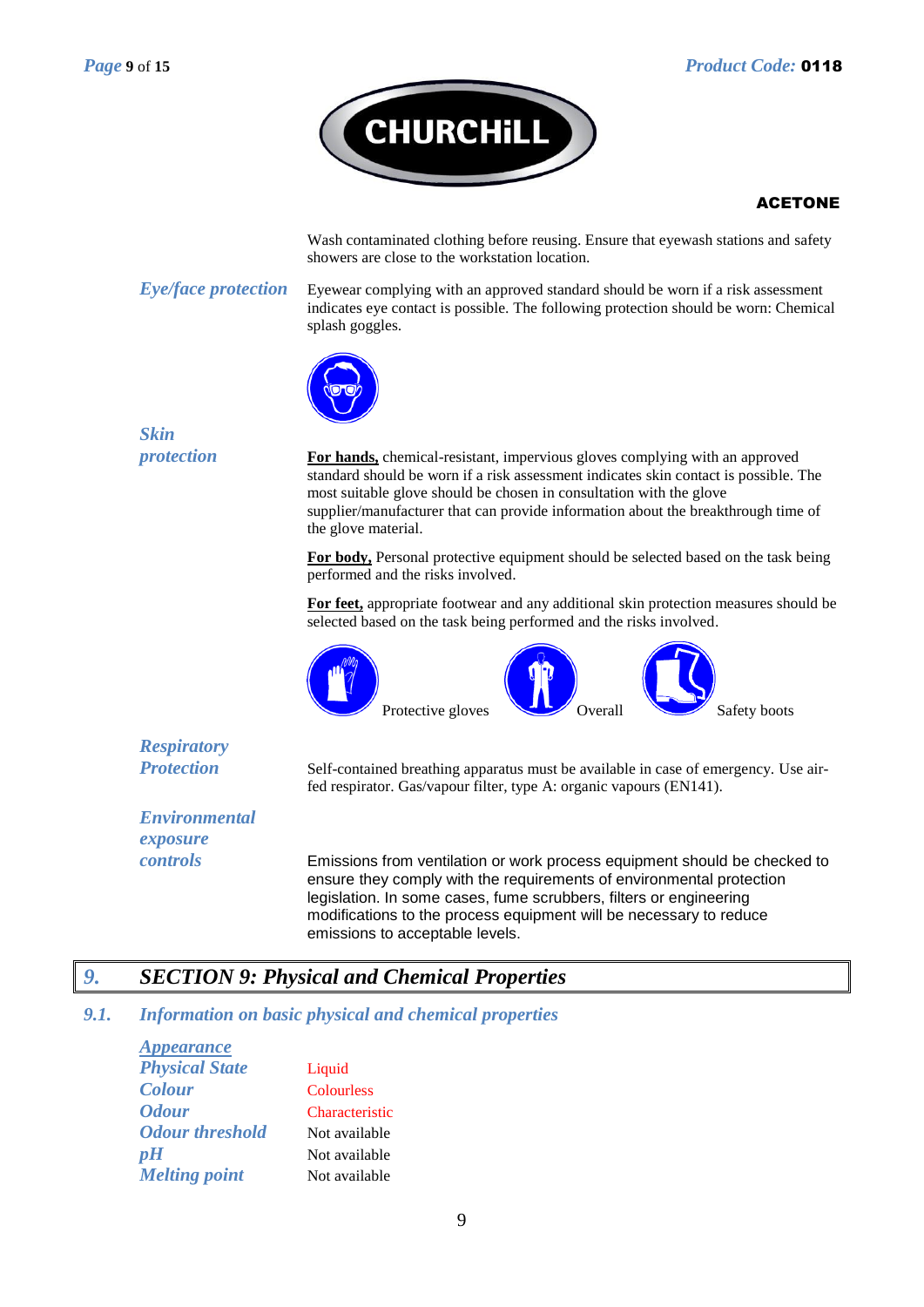Wash contaminated clothing before reusing. Ensure that eyewash stations and safety showers are close to the workstation location.

***Eye/face protection***

Eyewear complying with an approved standard should be worn if a risk assessment indicates eye contact is possible. The following protection should be worn: Chemical splash goggles.

***Skin protection***

**For hands,** chemical-resistant, impervious gloves complying with an approved standard should be worn if a risk assessment indicates skin contact is possible. The most suitable glove should be chosen in consultation with the glove supplier/manufacturer that can provide information about the breakthrough time of the glove material.

**For body,** Personal protective equipment should be selected based on the task being performed and the risks involved.

**For feet,** appropriate footwear and any additional skin protection measures should be selected based on the task being performed and the risks involved.

Protective gloves   Overall   Safety boots

***Respiratory Protection***

Self-contained breathing apparatus must be available in case of emergency. Use air-fed respirator. Gas/vapour filter, type A: organic vapours (EN141).

***Environmental exposure controls***

Emissions from ventilation or work process equipment should be checked to ensure they comply with the requirements of environmental protection legislation. In some cases, fume scrubbers, filters or engineering modifications to the process equipment will be necessary to reduce emissions to acceptable levels.

## 9. SECTION 9: Physical and Chemical Properties

### 9.1. Information on basic physical and chemical properties

***Appearance***

| | |
|---|---|
| ***Physical State*** | Liquid |
| ***Colour*** | Colourless |
| ***Odour*** | Characteristic |
| ***Odour threshold*** | Not available |
| ***pH*** | Not available |
| ***Melting point*** | Not available |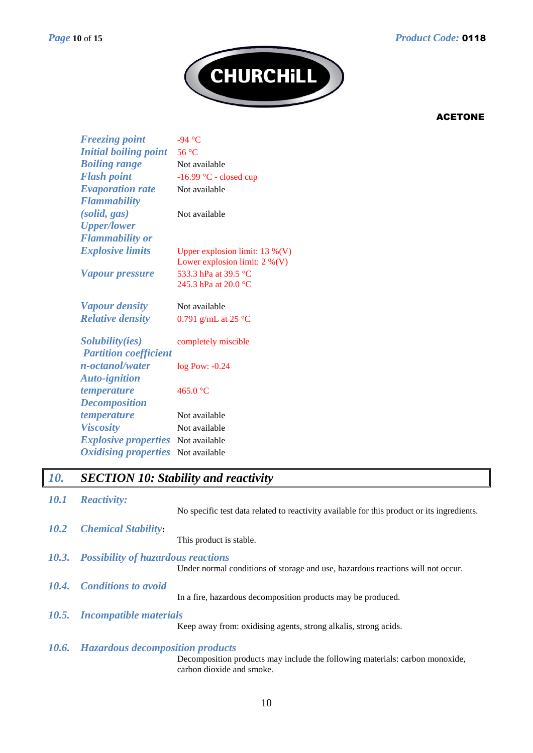**ACETONE**

| | |
|---|---|
| *Freezing point* | -94 °C |
| *Initial boiling point* | 56 °C |
| *Boiling range* | Not available |
| *Flash point* | -16.99 °C - closed cup |
| *Evaporation rate* | Not available |
| *Flammability (solid, gas)* | Not available |
| *Upper/lower Flammability or Explosive limits* | Upper explosion limit: 13 %(V)<br>Lower explosion limit: 2 %(V) |
| *Vapour pressure* | 533.3 hPa at 39.5 °C<br>245.3 hPa at 20.0 °C |
| *Vapour density* | Not available |
| *Relative density* | 0.791 g/mL at 25 °C |
| *Solubility(ies)* | completely miscible |
| *Partition coefficient n-octanol/water* | log Pow: -0.24 |
| *Auto-ignition temperature* | 465.0 °C |
| *Decomposition temperature* | Not available |
| *Viscosity* | Not available |
| *Explosive properties* | Not available |
| *Oxidising properties* | Not available |

## 10. SECTION 10: Stability and reactivity

### 10.1 Reactivity:

No specific test data related to reactivity available for this product or its ingredients.

### 10.2 Chemical Stability:

This product is stable.

### 10.3. Possibility of hazardous reactions

Under normal conditions of storage and use, hazardous reactions will not occur.

### 10.4. Conditions to avoid

In a fire, hazardous decomposition products may be produced.

### 10.5. Incompatible materials

Keep away from: oxidising agents, strong alkalis, strong acids.

### 10.6. Hazardous decomposition products

Decomposition products may include the following materials: carbon monoxide, carbon dioxide and smoke.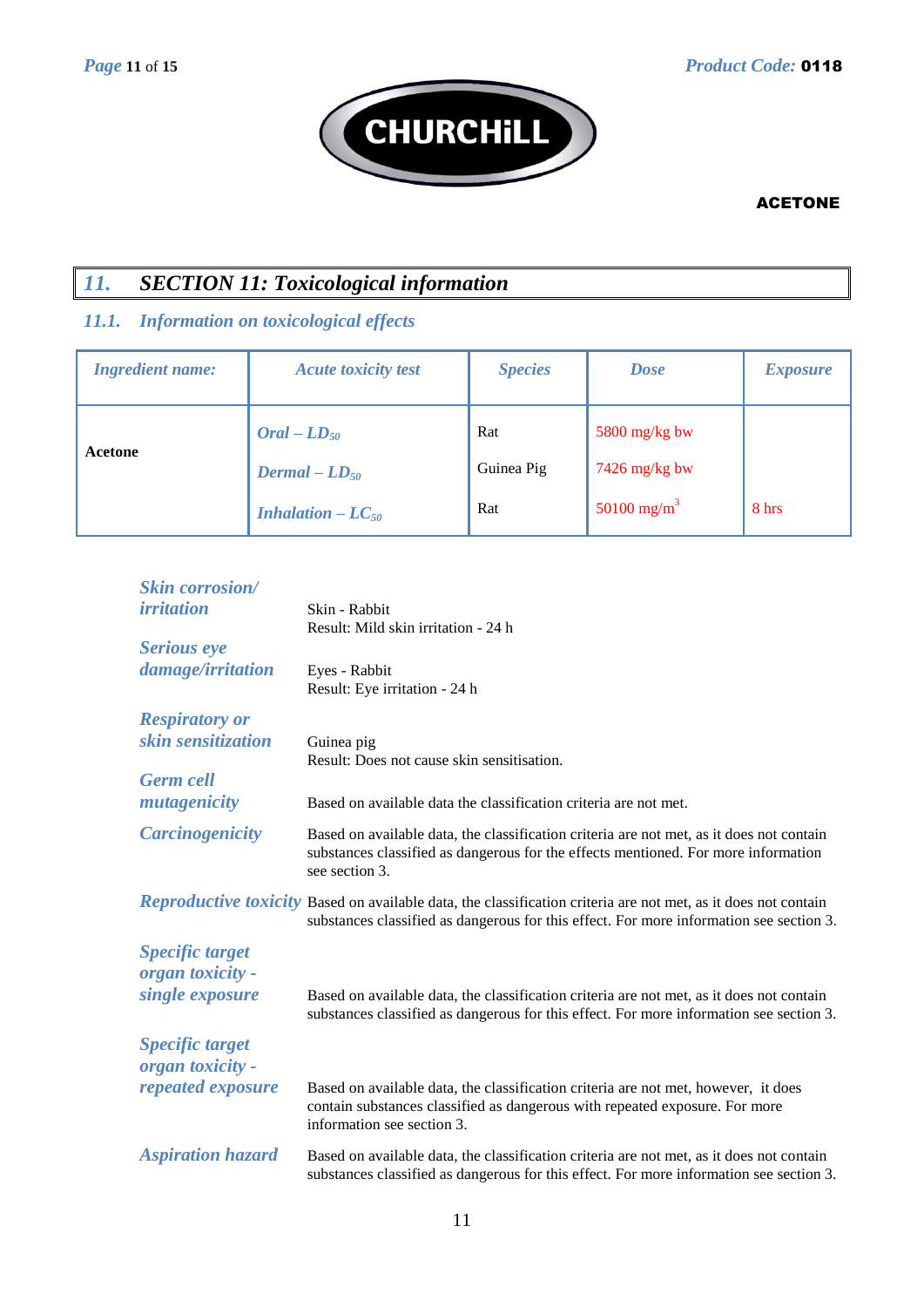ACETONE

## 11. SECTION 11: Toxicological information

### 11.1. Information on toxicological effects

| Ingredient name: | Acute toxicity test | Species | Dose | Exposure |
|---|---|---|---|---|
| Acetone | Oral – $LD_{50}$ | Rat | 5800 mg/kg bw | |
| | Dermal – $LD_{50}$ | Guinea Pig | 7426 mg/kg bw | |
| | Inhalation – $LC_{50}$ | Rat | 50100 $mg/m^3$ | 8 hrs |

| | |
|---|---|
| *Skin corrosion/ irritation* | Skin - Rabbit<br>Result: Mild skin irritation - 24 h |
| *Serious eye damage/irritation* | Eyes - Rabbit<br>Result: Eye irritation - 24 h |
| *Respiratory or skin sensitization* | Guinea pig<br>Result: Does not cause skin sensitisation. |
| *Germ cell mutagenicity* | Based on available data the classification criteria are not met. |
| *Carcinogenicity* | Based on available data, the classification criteria are not met, as it does not contain substances classified as dangerous for the effects mentioned. For more information see section 3. |
| *Reproductive toxicity* | Based on available data, the classification criteria are not met, as it does not contain substances classified as dangerous for this effect. For more information see section 3. |
| *Specific target organ toxicity - single exposure* | Based on available data, the classification criteria are not met, as it does not contain substances classified as dangerous for this effect. For more information see section 3. |
| *Specific target organ toxicity - repeated exposure* | Based on available data, the classification criteria are not met, however, it does contain substances classified as dangerous with repeated exposure. For more information see section 3. |
| *Aspiration hazard* | Based on available data, the classification criteria are not met, as it does not contain substances classified as dangerous for this effect. For more information see section 3. |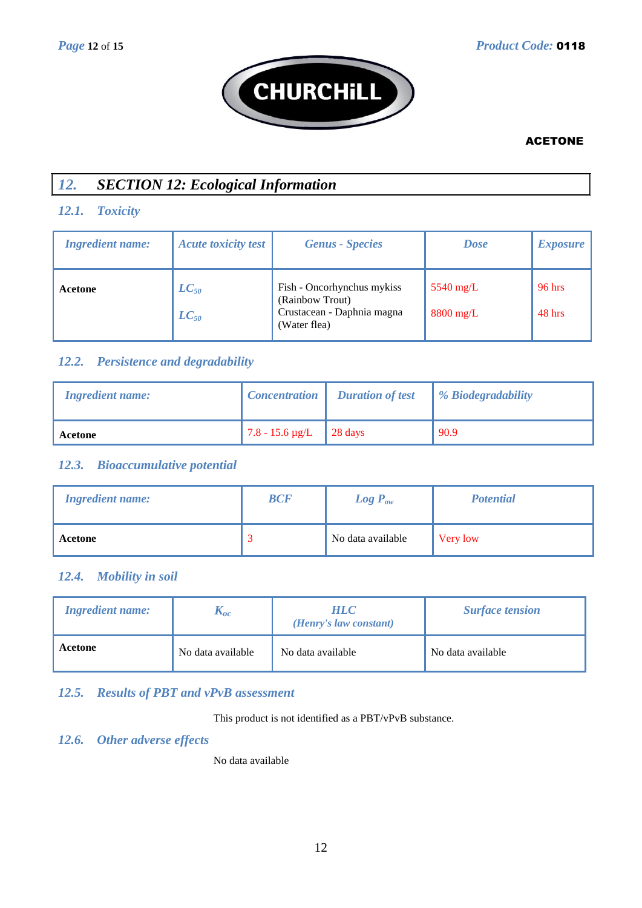## 12. SECTION 12: Ecological Information

### 12.1. Toxicity

| Ingredient name: | Acute toxicity test | Genus - Species | Dose | Exposure |
|---|---|---|---|---|
| **Acetone** | $LC_{50}$<br>$LC_{50}$ | Fish - Oncorhynchus mykiss (Rainbow Trout)<br>Crustacean - Daphnia magna (Water flea) | 5540 mg/L<br>8800 mg/L | 96 hrs<br>48 hrs |

### 12.2. Persistence and degradability

| Ingredient name: | Concentration | Duration of test | % Biodegradability |
|---|---|---|---|
| **Acetone** | 7.8 - 15.6 µg/L | 28 days | 90.9 |

### 12.3. Bioaccumulative potential

| Ingredient name: | BCF | Log $P_{ow}$ | Potential |
|---|---|---|---|
| **Acetone** | 3 | No data available | Very low |

### 12.4. Mobility in soil

| Ingredient name: | $K_{oc}$ | HLC (Henry's law constant) | Surface tension |
|---|---|---|---|
| **Acetone** | No data available | No data available | No data available |

### 12.5. Results of PBT and vPvB assessment

This product is not identified as a PBT/vPvB substance.

### 12.6. Other adverse effects

No data available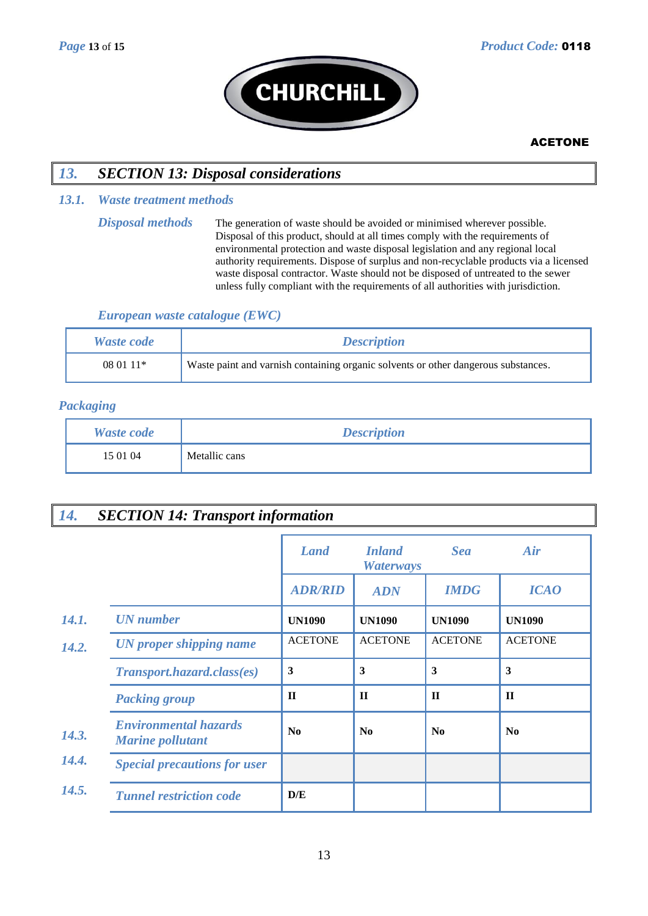## 13. SECTION 13: Disposal considerations

### 13.1. Waste treatment methods

**Disposal methods**

The generation of waste should be avoided or minimised wherever possible. Disposal of this product, should at all times comply with the requirements of environmental protection and waste disposal legislation and any regional local authority requirements. Dispose of surplus and non-recyclable products via a licensed waste disposal contractor. Waste should not be disposed of untreated to the sewer unless fully compliant with the requirements of all authorities with jurisdiction.

**European waste catalogue (EWC)**

| Waste code | Description |
|---|---|
| 08 01 11* | Waste paint and varnish containing organic solvents or other dangerous substances. |

**Packaging**

| Waste code | Description |
|---|---|
| 15 01 04 | Metallic cans |

## 14. SECTION 14: Transport information

| | | Land | Inland Waterways | Sea | Air |
|---|---|---|---|---|---|
| | | ADR/RID | ADN | IMDG | ICAO |
| 14.1. | UN number | **UN1090** | **UN1090** | **UN1090** | **UN1090** |
| 14.2. | UN proper shipping name | ACETONE | ACETONE | ACETONE | ACETONE |
| | Transport.hazard.class(es) | **3** | **3** | **3** | **3** |
| | Packing group | **II** | **II** | **II** | **II** |
| 14.3. | Environmental hazards Marine pollutant | **No** | **No** | **No** | **No** |
| 14.4. | Special precautions for user | | | | |
| 14.5. | Tunnel restriction code | **D/E** | | | |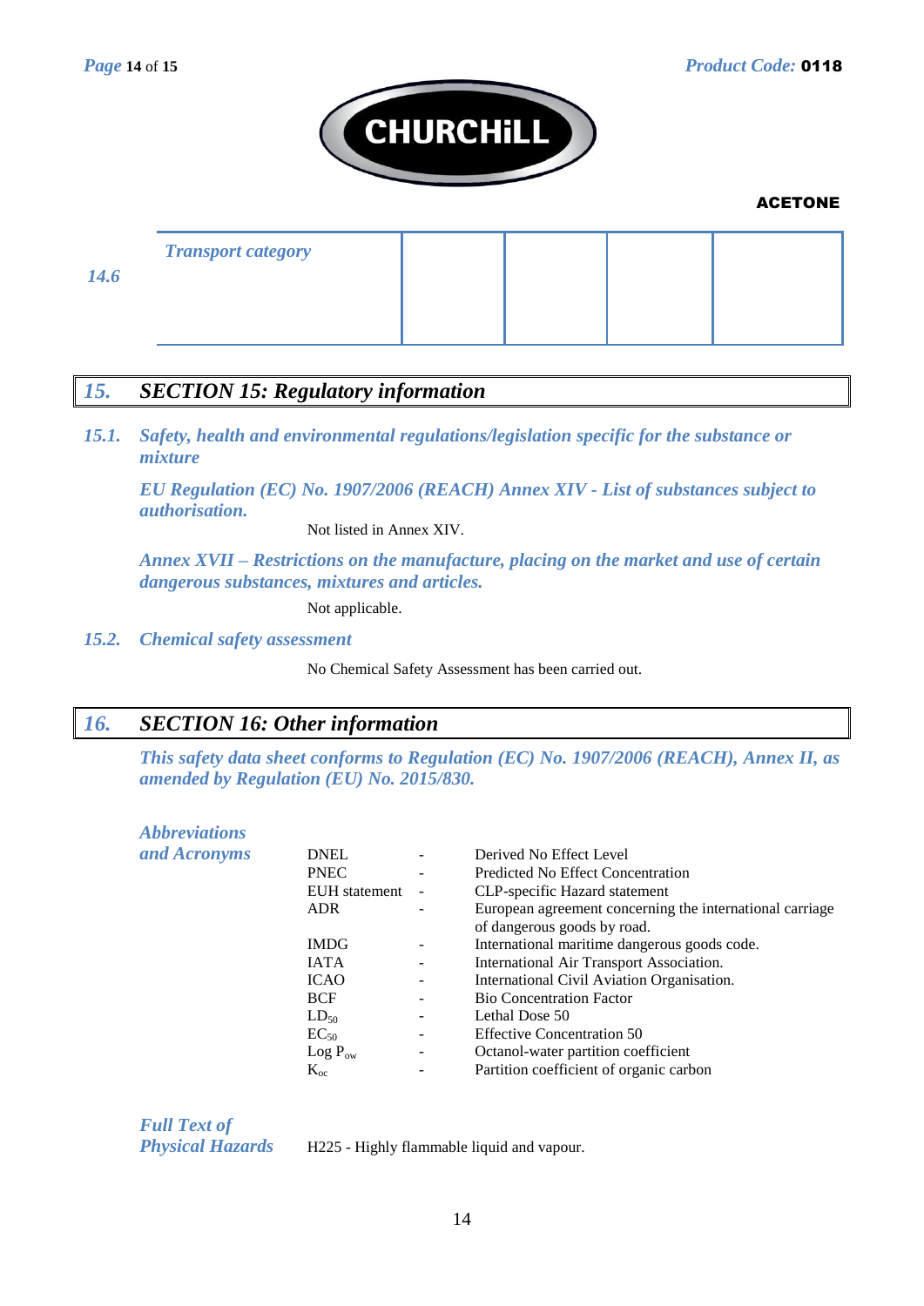| 14.6 | Transport category | | | | |
|---|---|---|---|---|---|

## 15. SECTION 15: Regulatory information

### 15.1. Safety, health and environmental regulations/legislation specific for the substance or mixture

***EU Regulation (EC) No. 1907/2006 (REACH) Annex XIV - List of substances subject to authorisation.***

Not listed in Annex XIV.

***Annex XVII – Restrictions on the manufacture, placing on the market and use of certain dangerous substances, mixtures and articles.***

Not applicable.

### 15.2. Chemical safety assessment

No Chemical Safety Assessment has been carried out.

## 16. SECTION 16: Other information

***This safety data sheet conforms to Regulation (EC) No. 1907/2006 (REACH), Annex II, as amended by Regulation (EU) No. 2015/830.***

***Abbreviations and Acronyms***

| | | |
|---|---|---|
| DNEL | - | Derived No Effect Level |
| PNEC | - | Predicted No Effect Concentration |
| EUH statement | - | CLP-specific Hazard statement |
| ADR | - | European agreement concerning the international carriage of dangerous goods by road. |
| IMDG | - | International maritime dangerous goods code. |
| IATA | - | International Air Transport Association. |
| ICAO | - | International Civil Aviation Organisation. |
| BCF | - | Bio Concentration Factor |
| $LD_{50}$ | - | Lethal Dose 50 |
| $EC_{50}$ | - | Effective Concentration 50 |
| Log $P_{ow}$ | - | Octanol-water partition coefficient |
| $K_{oc}$ | - | Partition coefficient of organic carbon |

***Full Text of Physical Hazards***

H225 - Highly flammable liquid and vapour.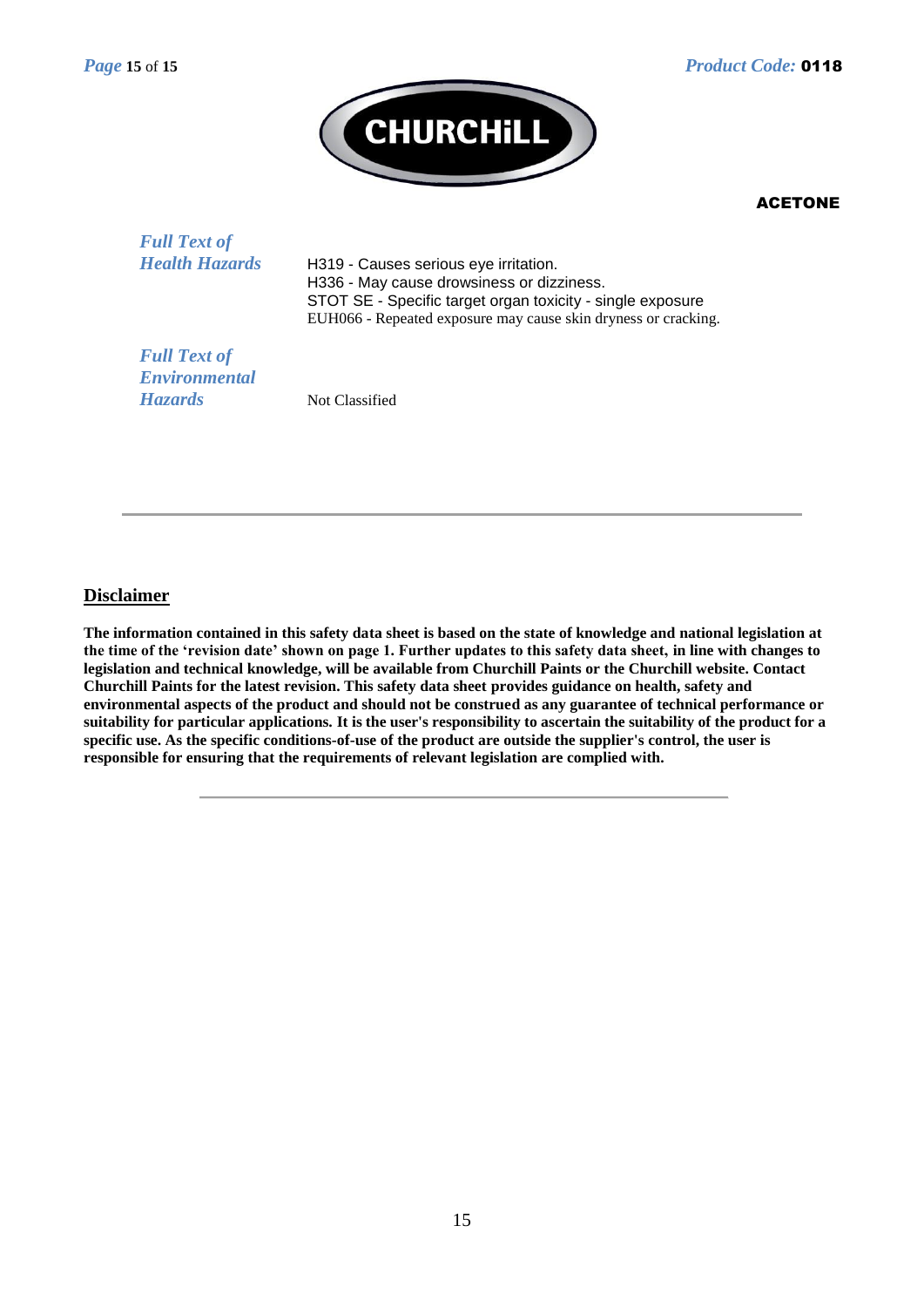**ACETONE**

| | |
|---|---|
| ***Full Text of Health Hazards*** | H319 - Causes serious eye irritation.<br>H336 - May cause drowsiness or dizziness.<br>STOT SE - Specific target organ toxicity - single exposure<br>EUH066 - Repeated exposure may cause skin dryness or cracking. |
| ***Full Text of Environmental Hazards*** | Not Classified |

---

## Disclaimer

**The information contained in this safety data sheet is based on the state of knowledge and national legislation at the time of the 'revision date' shown on page 1. Further updates to this safety data sheet, in line with changes to legislation and technical knowledge, will be available from Churchill Paints or the Churchill website. Contact Churchill Paints for the latest revision. This safety data sheet provides guidance on health, safety and environmental aspects of the product and should not be construed as any guarantee of technical performance or suitability for particular applications. It is the user's responsibility to ascertain the suitability of the product for a specific use. As the specific conditions-of-use of the product are outside the supplier's control, the user is responsible for ensuring that the requirements of relevant legislation are complied with.**

---